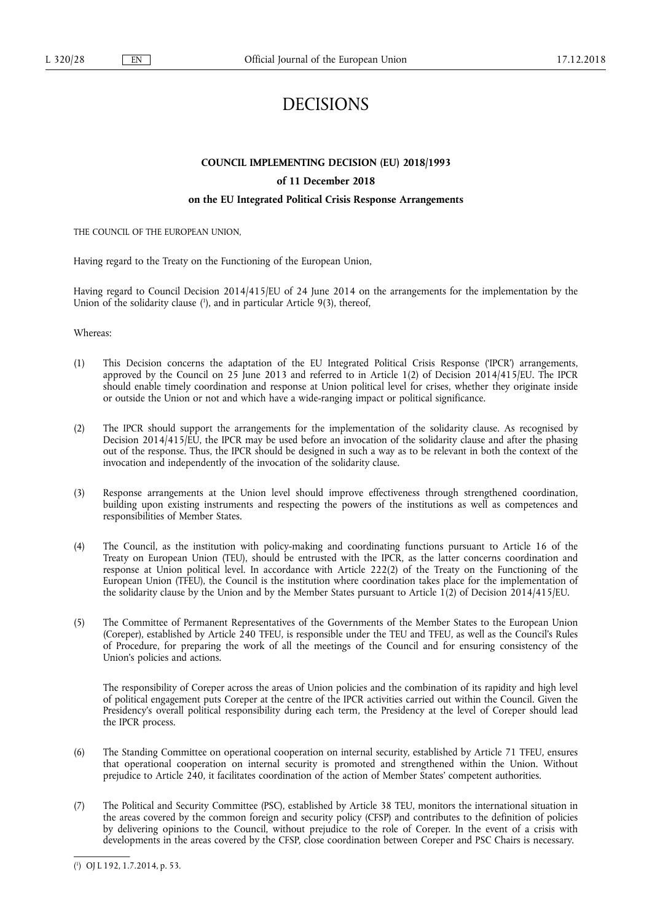# DECISIONS

## COUNCIL IMPLEMENTING DECISION (EU) 2018/1993

## of 11 December 2018

## on the EU Integrated Political Crisis Response Arrangements

THE COUNCIL OF THE EUROPEAN UNION,

Having regard to the Treaty on the Functioning of the European Union,

Having regard to Council Decision 2014/415/EU of 24 June 2014 on the arrangements for the implementation by the Union of the solidarity clause ([1]), and in particular Article 9(3), thereof,

Whereas:

(1) This Decision concerns the adaptation of the EU Integrated Political Crisis Response ('IPCR') arrangements, approved by the Council on 25 June 2013 and referred to in Article 1(2) of Decision 2014/415/EU. The IPCR should enable timely coordination and response at Union political level for crises, whether they originate inside or outside the Union or not and which have a wide-ranging impact or political significance.

(2) The IPCR should support the arrangements for the implementation of the solidarity clause. As recognised by Decision 2014/415/EU, the IPCR may be used before an invocation of the solidarity clause and after the phasing out of the response. Thus, the IPCR should be designed in such a way as to be relevant in both the context of the invocation and independently of the invocation of the solidarity clause.

(3) Response arrangements at the Union level should improve effectiveness through strengthened coordination, building upon existing instruments and respecting the powers of the institutions as well as competences and responsibilities of Member States.

(4) The Council, as the institution with policy-making and coordinating functions pursuant to Article 16 of the Treaty on European Union (TEU), should be entrusted with the IPCR, as the latter concerns coordination and response at Union political level. In accordance with Article 222(2) of the Treaty on the Functioning of the European Union (TFEU), the Council is the institution where coordination takes place for the implementation of the solidarity clause by the Union and by the Member States pursuant to Article 1(2) of Decision 2014/415/EU.

(5) The Committee of Permanent Representatives of the Governments of the Member States to the European Union (Coreper), established by Article 240 TFEU, is responsible under the TEU and TFEU, as well as the Council's Rules of Procedure, for preparing the work of all the meetings of the Council and for ensuring consistency of the Union's policies and actions.

The responsibility of Coreper across the areas of Union policies and the combination of its rapidity and high level of political engagement puts Coreper at the centre of the IPCR activities carried out within the Council. Given the Presidency's overall political responsibility during each term, the Presidency at the level of Coreper should lead the IPCR process.

(6) The Standing Committee on operational cooperation on internal security, established by Article 71 TFEU, ensures that operational cooperation on internal security is promoted and strengthened within the Union. Without prejudice to Article 240, it facilitates coordination of the action of Member States' competent authorities.

(7) The Political and Security Committee (PSC), established by Article 38 TEU, monitors the international situation in the areas covered by the common foreign and security policy (CFSP) and contributes to the definition of policies by delivering opinions to the Council, without prejudice to the role of Coreper. In the event of a crisis with developments in the areas covered by the CFSP, close coordination between Coreper and PSC Chairs is necessary.

---

([1]) OJ L 192, 1.7.2014, p. 53.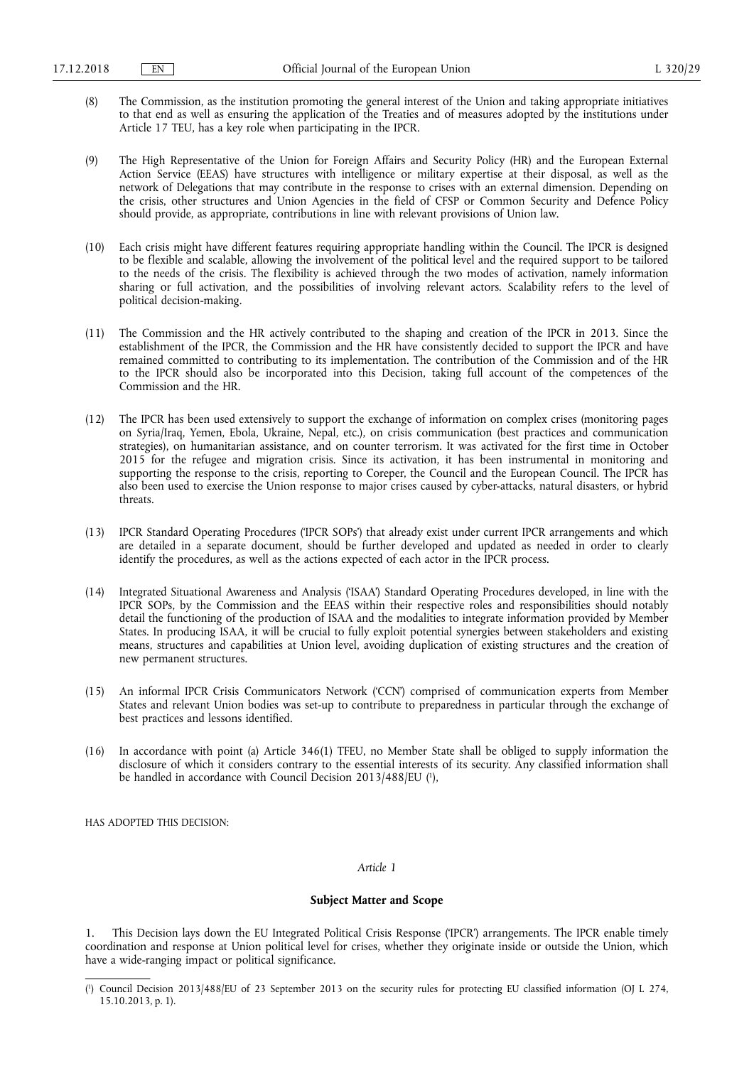(8) The Commission, as the institution promoting the general interest of the Union and taking appropriate initiatives to that end as well as ensuring the application of the Treaties and of measures adopted by the institutions under Article 17 TEU, has a key role when participating in the IPCR.

(9) The High Representative of the Union for Foreign Affairs and Security Policy (HR) and the European External Action Service (EEAS) have structures with intelligence or military expertise at their disposal, as well as the network of Delegations that may contribute in the response to crises with an external dimension. Depending on the crisis, other structures and Union Agencies in the field of CFSP or Common Security and Defence Policy should provide, as appropriate, contributions in line with relevant provisions of Union law.

(10) Each crisis might have different features requiring appropriate handling within the Council. The IPCR is designed to be flexible and scalable, allowing the involvement of the political level and the required support to be tailored to the needs of the crisis. The flexibility is achieved through the two modes of activation, namely information sharing or full activation, and the possibilities of involving relevant actors. Scalability refers to the level of political decision-making.

(11) The Commission and the HR actively contributed to the shaping and creation of the IPCR in 2013. Since the establishment of the IPCR, the Commission and the HR have consistently decided to support the IPCR and have remained committed to contributing to its implementation. The contribution of the Commission and of the HR to the IPCR should also be incorporated into this Decision, taking full account of the competences of the Commission and the HR.

(12) The IPCR has been used extensively to support the exchange of information on complex crises (monitoring pages on Syria/Iraq, Yemen, Ebola, Ukraine, Nepal, etc.), on crisis communication (best practices and communication strategies), on humanitarian assistance, and on counter terrorism. It was activated for the first time in October 2015 for the refugee and migration crisis. Since its activation, it has been instrumental in monitoring and supporting the response to the crisis, reporting to Coreper, the Council and the European Council. The IPCR has also been used to exercise the Union response to major crises caused by cyber-attacks, natural disasters, or hybrid threats.

(13) IPCR Standard Operating Procedures ('IPCR SOPs') that already exist under current IPCR arrangements and which are detailed in a separate document, should be further developed and updated as needed in order to clearly identify the procedures, as well as the actions expected of each actor in the IPCR process.

(14) Integrated Situational Awareness and Analysis ('ISAA') Standard Operating Procedures developed, in line with the IPCR SOPs, by the Commission and the EEAS within their respective roles and responsibilities should notably detail the functioning of the production of ISAA and the modalities to integrate information provided by Member States. In producing ISAA, it will be crucial to fully exploit potential synergies between stakeholders and existing means, structures and capabilities at Union level, avoiding duplication of existing structures and the creation of new permanent structures.

(15) An informal IPCR Crisis Communicators Network ('CCN') comprised of communication experts from Member States and relevant Union bodies was set-up to contribute to preparedness in particular through the exchange of best practices and lessons identified.

(16) In accordance with point (a) Article 346(1) TFEU, no Member State shall be obliged to supply information the disclosure of which it considers contrary to the essential interests of its security. Any classified information shall be handled in accordance with Council Decision 2013/488/EU [1],

HAS ADOPTED THIS DECISION:

*Article 1*

**Subject Matter and Scope**

1. This Decision lays down the EU Integrated Political Crisis Response ('IPCR') arrangements. The IPCR enable timely coordination and response at Union political level for crises, whether they originate inside or outside the Union, which have a wide-ranging impact or political significance.

---

[1] Council Decision 2013/488/EU of 23 September 2013 on the security rules for protecting EU classified information (OJ L 274, 15.10.2013, p. 1).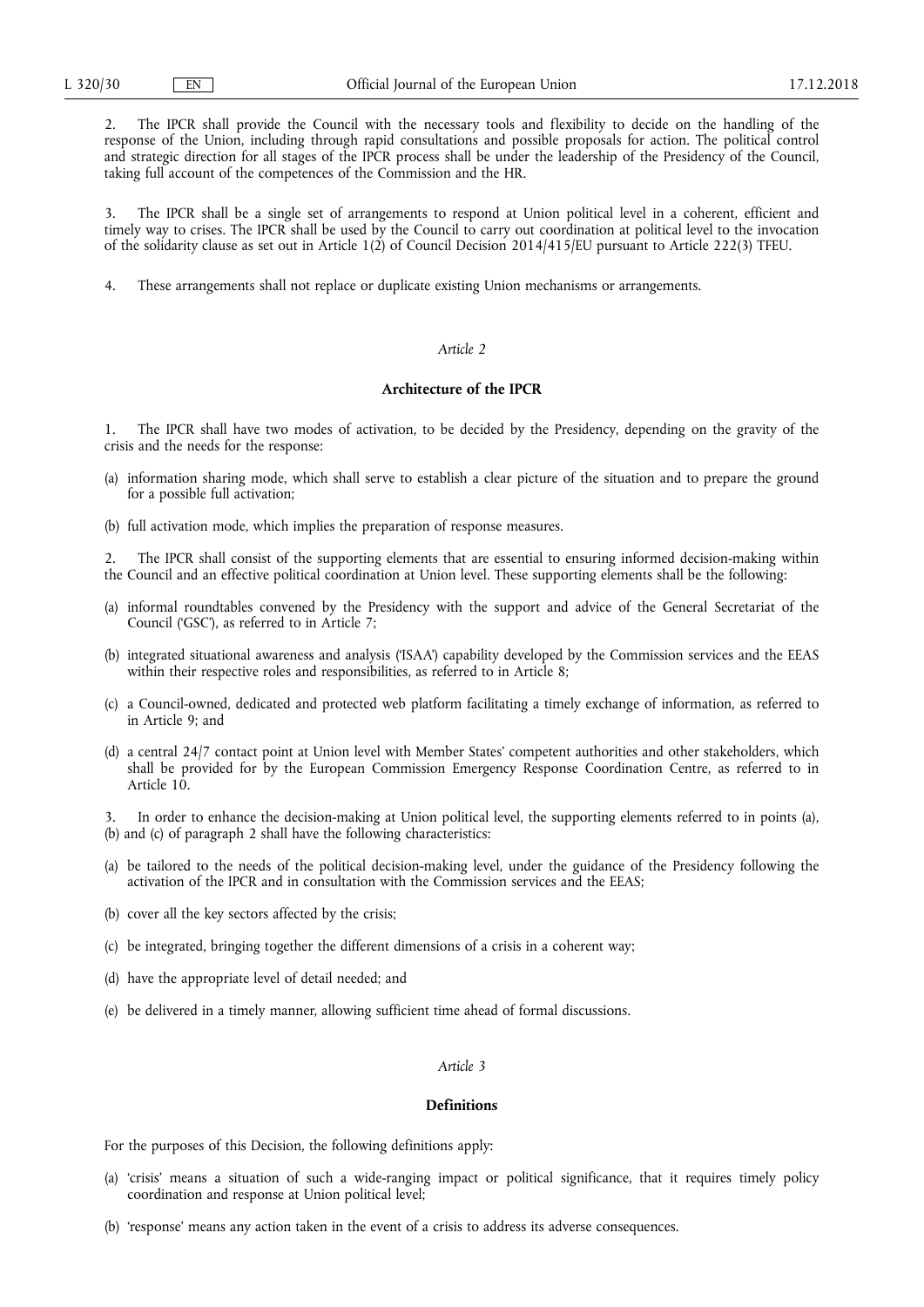2. The IPCR shall provide the Council with the necessary tools and flexibility to decide on the handling of the response of the Union, including through rapid consultations and possible proposals for action. The political control and strategic direction for all stages of the IPCR process shall be under the leadership of the Presidency of the Council, taking full account of the competences of the Commission and the HR.

3. The IPCR shall be a single set of arrangements to respond at Union political level in a coherent, efficient and timely way to crises. The IPCR shall be used by the Council to carry out coordination at political level to the invocation of the solidarity clause as set out in Article 1(2) of Council Decision 2014/415/EU pursuant to Article 222(3) TFEU.

4. These arrangements shall not replace or duplicate existing Union mechanisms or arrangements.

*Article 2*

**Architecture of the IPCR**

1. The IPCR shall have two modes of activation, to be decided by the Presidency, depending on the gravity of the crisis and the needs for the response:

(a) information sharing mode, which shall serve to establish a clear picture of the situation and to prepare the ground for a possible full activation;

(b) full activation mode, which implies the preparation of response measures.

2. The IPCR shall consist of the supporting elements that are essential to ensuring informed decision-making within the Council and an effective political coordination at Union level. These supporting elements shall be the following:

(a) informal roundtables convened by the Presidency with the support and advice of the General Secretariat of the Council ('GSC'), as referred to in Article 7;

(b) integrated situational awareness and analysis ('ISAA') capability developed by the Commission services and the EEAS within their respective roles and responsibilities, as referred to in Article 8;

(c) a Council-owned, dedicated and protected web platform facilitating a timely exchange of information, as referred to in Article 9; and

(d) a central 24/7 contact point at Union level with Member States' competent authorities and other stakeholders, which shall be provided for by the European Commission Emergency Response Coordination Centre, as referred to in Article 10.

3. In order to enhance the decision-making at Union political level, the supporting elements referred to in points (a), (b) and (c) of paragraph 2 shall have the following characteristics:

(a) be tailored to the needs of the political decision-making level, under the guidance of the Presidency following the activation of the IPCR and in consultation with the Commission services and the EEAS;

(b) cover all the key sectors affected by the crisis;

(c) be integrated, bringing together the different dimensions of a crisis in a coherent way;

(d) have the appropriate level of detail needed; and

(e) be delivered in a timely manner, allowing sufficient time ahead of formal discussions.

*Article 3*

**Definitions**

For the purposes of this Decision, the following definitions apply:

(a) 'crisis' means a situation of such a wide-ranging impact or political significance, that it requires timely policy coordination and response at Union political level;

(b) 'response' means any action taken in the event of a crisis to address its adverse consequences.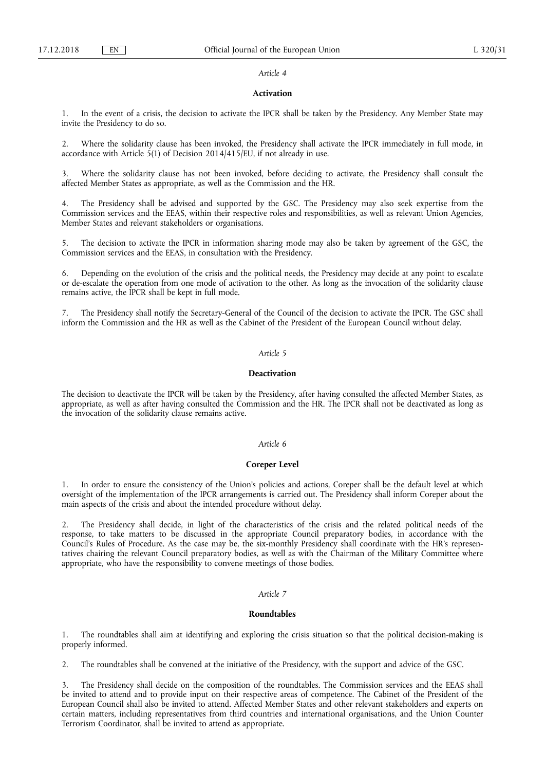*Article 4*

**Activation**

1. In the event of a crisis, the decision to activate the IPCR shall be taken by the Presidency. Any Member State may invite the Presidency to do so.

2. Where the solidarity clause has been invoked, the Presidency shall activate the IPCR immediately in full mode, in accordance with Article 5(1) of Decision 2014/415/EU, if not already in use.

3. Where the solidarity clause has not been invoked, before deciding to activate, the Presidency shall consult the affected Member States as appropriate, as well as the Commission and the HR.

4. The Presidency shall be advised and supported by the GSC. The Presidency may also seek expertise from the Commission services and the EEAS, within their respective roles and responsibilities, as well as relevant Union Agencies, Member States and relevant stakeholders or organisations.

5. The decision to activate the IPCR in information sharing mode may also be taken by agreement of the GSC, the Commission services and the EEAS, in consultation with the Presidency.

6. Depending on the evolution of the crisis and the political needs, the Presidency may decide at any point to escalate or de-escalate the operation from one mode of activation to the other. As long as the invocation of the solidarity clause remains active, the IPCR shall be kept in full mode.

7. The Presidency shall notify the Secretary-General of the Council of the decision to activate the IPCR. The GSC shall inform the Commission and the HR as well as the Cabinet of the President of the European Council without delay.

*Article 5*

**Deactivation**

The decision to deactivate the IPCR will be taken by the Presidency, after having consulted the affected Member States, as appropriate, as well as after having consulted the Commission and the HR. The IPCR shall not be deactivated as long as the invocation of the solidarity clause remains active.

*Article 6*

**Coreper Level**

1. In order to ensure the consistency of the Union's policies and actions, Coreper shall be the default level at which oversight of the implementation of the IPCR arrangements is carried out. The Presidency shall inform Coreper about the main aspects of the crisis and about the intended procedure without delay.

2. The Presidency shall decide, in light of the characteristics of the crisis and the related political needs of the response, to take matters to be discussed in the appropriate Council preparatory bodies, in accordance with the Council's Rules of Procedure. As the case may be, the six-monthly Presidency shall coordinate with the HR's representatives chairing the relevant Council preparatory bodies, as well as with the Chairman of the Military Committee where appropriate, who have the responsibility to convene meetings of those bodies.

*Article 7*

**Roundtables**

1. The roundtables shall aim at identifying and exploring the crisis situation so that the political decision-making is properly informed.

2. The roundtables shall be convened at the initiative of the Presidency, with the support and advice of the GSC.

3. The Presidency shall decide on the composition of the roundtables. The Commission services and the EEAS shall be invited to attend and to provide input on their respective areas of competence. The Cabinet of the President of the European Council shall also be invited to attend. Affected Member States and other relevant stakeholders and experts on certain matters, including representatives from third countries and international organisations, and the Union Counter Terrorism Coordinator, shall be invited to attend as appropriate.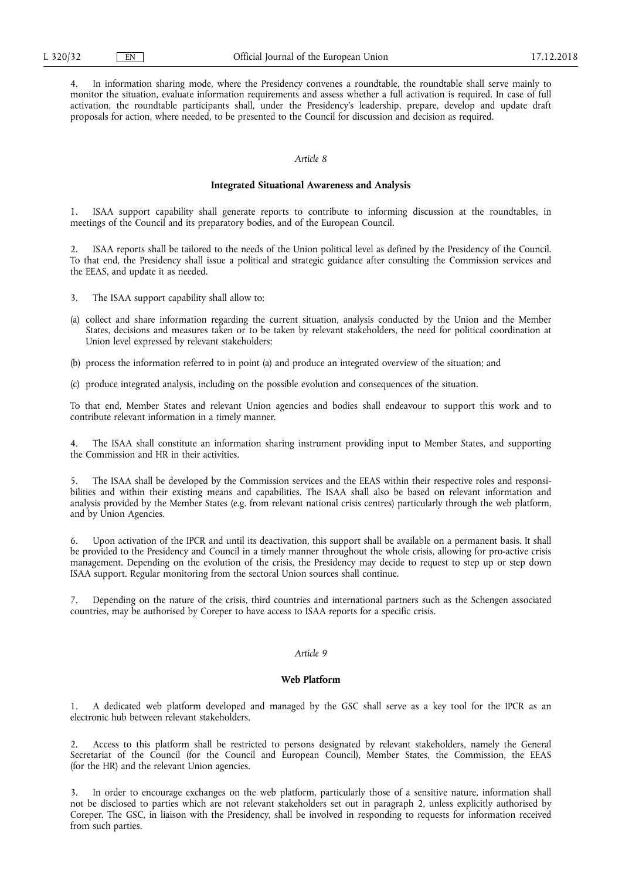4. In information sharing mode, where the Presidency convenes a roundtable, the roundtable shall serve mainly to monitor the situation, evaluate information requirements and assess whether a full activation is required. In case of full activation, the roundtable participants shall, under the Presidency's leadership, prepare, develop and update draft proposals for action, where needed, to be presented to the Council for discussion and decision as required.

*Article 8*

**Integrated Situational Awareness and Analysis**

1. ISAA support capability shall generate reports to contribute to informing discussion at the roundtables, in meetings of the Council and its preparatory bodies, and of the European Council.

2. ISAA reports shall be tailored to the needs of the Union political level as defined by the Presidency of the Council. To that end, the Presidency shall issue a political and strategic guidance after consulting the Commission services and the EEAS, and update it as needed.

3. The ISAA support capability shall allow to:

(a) collect and share information regarding the current situation, analysis conducted by the Union and the Member States, decisions and measures taken or to be taken by relevant stakeholders, the need for political coordination at Union level expressed by relevant stakeholders;

(b) process the information referred to in point (a) and produce an integrated overview of the situation; and

(c) produce integrated analysis, including on the possible evolution and consequences of the situation.

To that end, Member States and relevant Union agencies and bodies shall endeavour to support this work and to contribute relevant information in a timely manner.

4. The ISAA shall constitute an information sharing instrument providing input to Member States, and supporting the Commission and HR in their activities.

5. The ISAA shall be developed by the Commission services and the EEAS within their respective roles and responsibilities and within their existing means and capabilities. The ISAA shall also be based on relevant information and analysis provided by the Member States (e.g. from relevant national crisis centres) particularly through the web platform, and by Union Agencies.

6. Upon activation of the IPCR and until its deactivation, this support shall be available on a permanent basis. It shall be provided to the Presidency and Council in a timely manner throughout the whole crisis, allowing for pro-active crisis management. Depending on the evolution of the crisis, the Presidency may decide to request to step up or step down ISAA support. Regular monitoring from the sectoral Union sources shall continue.

7. Depending on the nature of the crisis, third countries and international partners such as the Schengen associated countries, may be authorised by Coreper to have access to ISAA reports for a specific crisis.

*Article 9*

**Web Platform**

1. A dedicated web platform developed and managed by the GSC shall serve as a key tool for the IPCR as an electronic hub between relevant stakeholders.

2. Access to this platform shall be restricted to persons designated by relevant stakeholders, namely the General Secretariat of the Council (for the Council and European Council), Member States, the Commission, the EEAS (for the HR) and the relevant Union agencies.

3. In order to encourage exchanges on the web platform, particularly those of a sensitive nature, information shall not be disclosed to parties which are not relevant stakeholders set out in paragraph 2, unless explicitly authorised by Coreper. The GSC, in liaison with the Presidency, shall be involved in responding to requests for information received from such parties.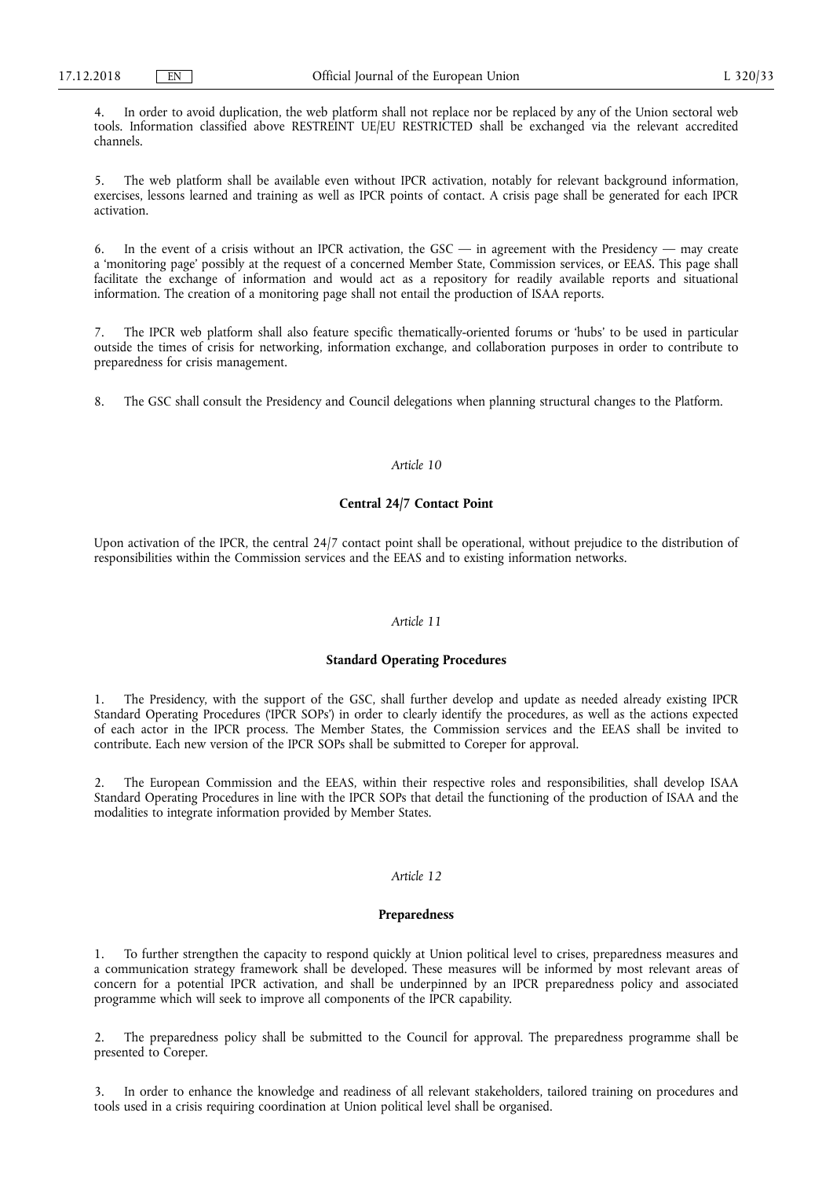4. In order to avoid duplication, the web platform shall not replace nor be replaced by any of the Union sectoral web tools. Information classified above RESTREINT UE/EU RESTRICTED shall be exchanged via the relevant accredited channels.

5. The web platform shall be available even without IPCR activation, notably for relevant background information, exercises, lessons learned and training as well as IPCR points of contact. A crisis page shall be generated for each IPCR activation.

6. In the event of a crisis without an IPCR activation, the GSC — in agreement with the Presidency — may create a 'monitoring page' possibly at the request of a concerned Member State, Commission services, or EEAS. This page shall facilitate the exchange of information and would act as a repository for readily available reports and situational information. The creation of a monitoring page shall not entail the production of ISAA reports.

7. The IPCR web platform shall also feature specific thematically-oriented forums or 'hubs' to be used in particular outside the times of crisis for networking, information exchange, and collaboration purposes in order to contribute to preparedness for crisis management.

8. The GSC shall consult the Presidency and Council delegations when planning structural changes to the Platform.

*Article 10*

**Central 24/7 Contact Point**

Upon activation of the IPCR, the central 24/7 contact point shall be operational, without prejudice to the distribution of responsibilities within the Commission services and the EEAS and to existing information networks.

*Article 11*

**Standard Operating Procedures**

1. The Presidency, with the support of the GSC, shall further develop and update as needed already existing IPCR Standard Operating Procedures ('IPCR SOPs') in order to clearly identify the procedures, as well as the actions expected of each actor in the IPCR process. The Member States, the Commission services and the EEAS shall be invited to contribute. Each new version of the IPCR SOPs shall be submitted to Coreper for approval.

2. The European Commission and the EEAS, within their respective roles and responsibilities, shall develop ISAA Standard Operating Procedures in line with the IPCR SOPs that detail the functioning of the production of ISAA and the modalities to integrate information provided by Member States.

*Article 12*

**Preparedness**

1. To further strengthen the capacity to respond quickly at Union political level to crises, preparedness measures and a communication strategy framework shall be developed. These measures will be informed by most relevant areas of concern for a potential IPCR activation, and shall be underpinned by an IPCR preparedness policy and associated programme which will seek to improve all components of the IPCR capability.

2. The preparedness policy shall be submitted to the Council for approval. The preparedness programme shall be presented to Coreper.

3. In order to enhance the knowledge and readiness of all relevant stakeholders, tailored training on procedures and tools used in a crisis requiring coordination at Union political level shall be organised.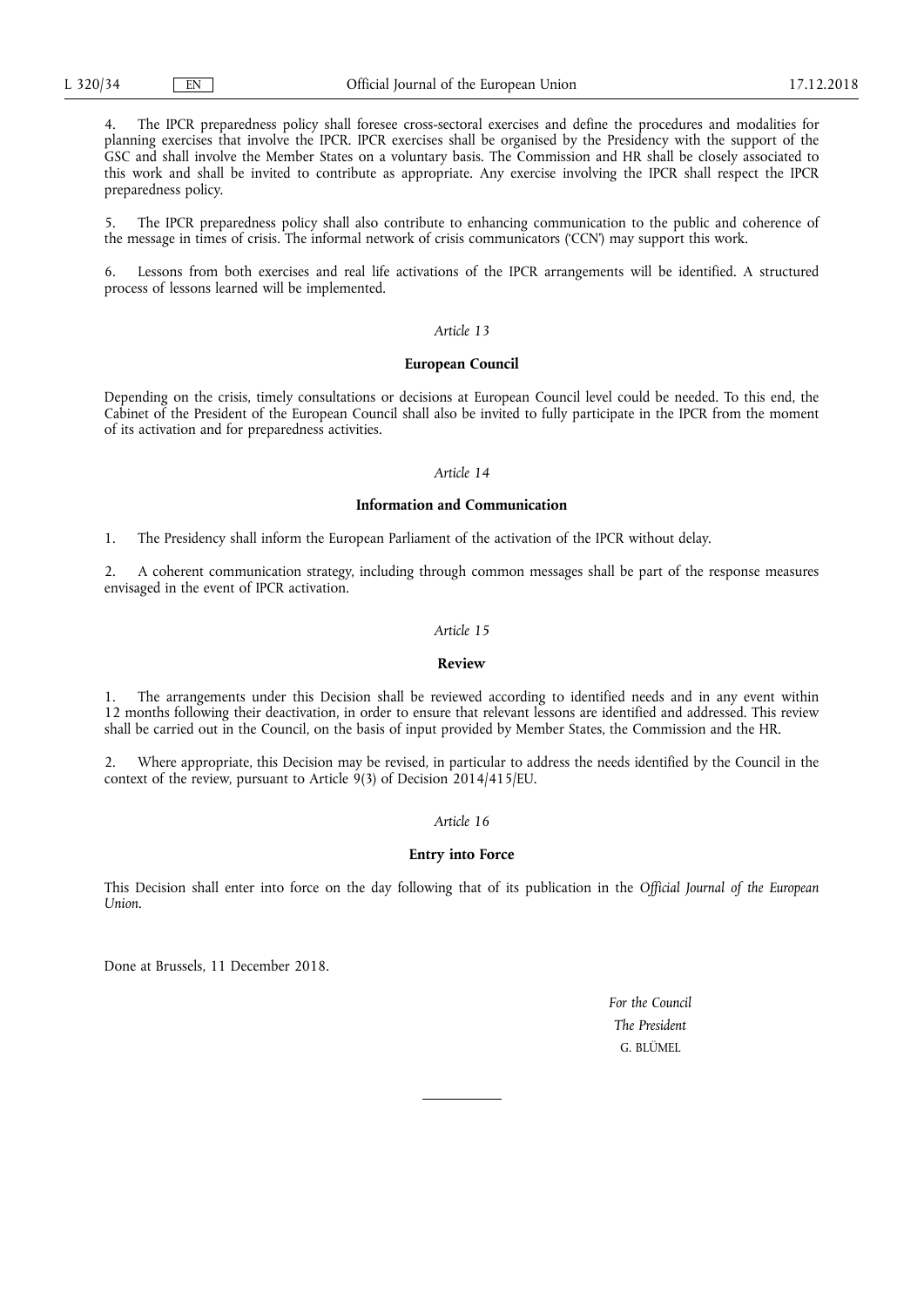4. The IPCR preparedness policy shall foresee cross-sectoral exercises and define the procedures and modalities for planning exercises that involve the IPCR. IPCR exercises shall be organised by the Presidency with the support of the GSC and shall involve the Member States on a voluntary basis. The Commission and HR shall be closely associated to this work and shall be invited to contribute as appropriate. Any exercise involving the IPCR shall respect the IPCR preparedness policy.

5. The IPCR preparedness policy shall also contribute to enhancing communication to the public and coherence of the message in times of crisis. The informal network of crisis communicators ('CCN') may support this work.

6. Lessons from both exercises and real life activations of the IPCR arrangements will be identified. A structured process of lessons learned will be implemented.

*Article 13*

**European Council**

Depending on the crisis, timely consultations or decisions at European Council level could be needed. To this end, the Cabinet of the President of the European Council shall also be invited to fully participate in the IPCR from the moment of its activation and for preparedness activities.

*Article 14*

**Information and Communication**

1. The Presidency shall inform the European Parliament of the activation of the IPCR without delay.

2. A coherent communication strategy, including through common messages shall be part of the response measures envisaged in the event of IPCR activation.

*Article 15*

**Review**

1. The arrangements under this Decision shall be reviewed according to identified needs and in any event within 12 months following their deactivation, in order to ensure that relevant lessons are identified and addressed. This review shall be carried out in the Council, on the basis of input provided by Member States, the Commission and the HR.

2. Where appropriate, this Decision may be revised, in particular to address the needs identified by the Council in the context of the review, pursuant to Article 9(3) of Decision 2014/415/EU.

*Article 16*

**Entry into Force**

This Decision shall enter into force on the day following that of its publication in the *Official Journal of the European Union*.

Done at Brussels, 11 December 2018.

*For the Council*

*The President*

G. BLÜMEL